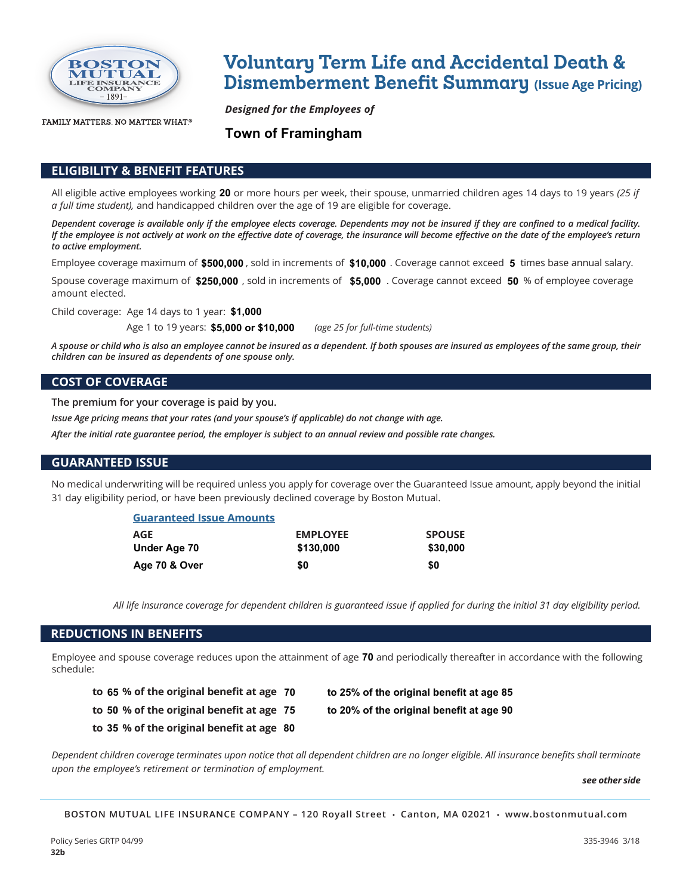BOSTON MUTUAL LIFE INSURANCE COMPANY – 1891–

FAMILY MATTERS. NO MATTER WHAT.®

# Voluntary Term Life and Accidental Death & Dismemberment Benefit Summary (Issue Age Pricing)

***Designed for the Employees of***

**Town of Framingham**

## ELIGIBILITY & BENEFIT FEATURES

All eligible active employees working **20** or more hours per week, their spouse, unmarried children ages 14 days to 19 years *(25 if a full time student),* and handicapped children over the age of 19 are eligible for coverage.

***Dependent coverage is available only if the employee elects coverage. Dependents may not be insured if they are confined to a medical facility. If the employee is not actively at work on the effective date of coverage, the insurance will become effective on the date of the employee's return to active employment.***

Employee coverage maximum of **$500,000** , sold in increments of **$10,000** . Coverage cannot exceed **5** times base annual salary.

Spouse coverage maximum of **$250,000** , sold in increments of **$5,000** . Coverage cannot exceed **50** % of employee coverage amount elected.

Child coverage: Age 14 days to 1 year: **$1,000**

Age 1 to 19 years: **$5,000 or $10,000** *(age 25 for full-time students)*

***A spouse or child who is also an employee cannot be insured as a dependent. If both spouses are insured as employees of the same group, their children can be insured as dependents of one spouse only.***

## COST OF COVERAGE

**The premium for your coverage is paid by you.**

***Issue Age pricing means that your rates (and your spouse's if applicable) do not change with age.***

***After the initial rate guarantee period, the employer is subject to an annual review and possible rate changes.***

## GUARANTEED ISSUE

No medical underwriting will be required unless you apply for coverage over the Guaranteed Issue amount, apply beyond the initial 31 day eligibility period, or have been previously declined coverage by Boston Mutual.

**Guaranteed Issue Amounts**

| AGE | EMPLOYEE | SPOUSE |
|---|---|---|
| Under Age 70 | $130,000 | $30,000 |
| Age 70 & Over | $0 | $0 |

*All life insurance coverage for dependent children is guaranteed issue if applied for during the initial 31 day eligibility period.*

## REDUCTIONS IN BENEFITS

Employee and spouse coverage reduces upon the attainment of age **70** and periodically thereafter in accordance with the following schedule:

- **to 65 % of the original benefit at age 70**
- **to 50 % of the original benefit at age 75**
- **to 35 % of the original benefit at age 80**
- **to 25% of the original benefit at age 85**
- **to 20% of the original benefit at age 90**

*Dependent children coverage terminates upon notice that all dependent children are no longer eligible. All insurance benefits shall terminate upon the employee's retirement or termination of employment.*

***see other side***

BOSTON MUTUAL LIFE INSURANCE COMPANY – 120 Royall Street • Canton, MA 02021 • www.bostonmutual.com

Policy Series GRTP 04/99
**32b**

335-3946 3/18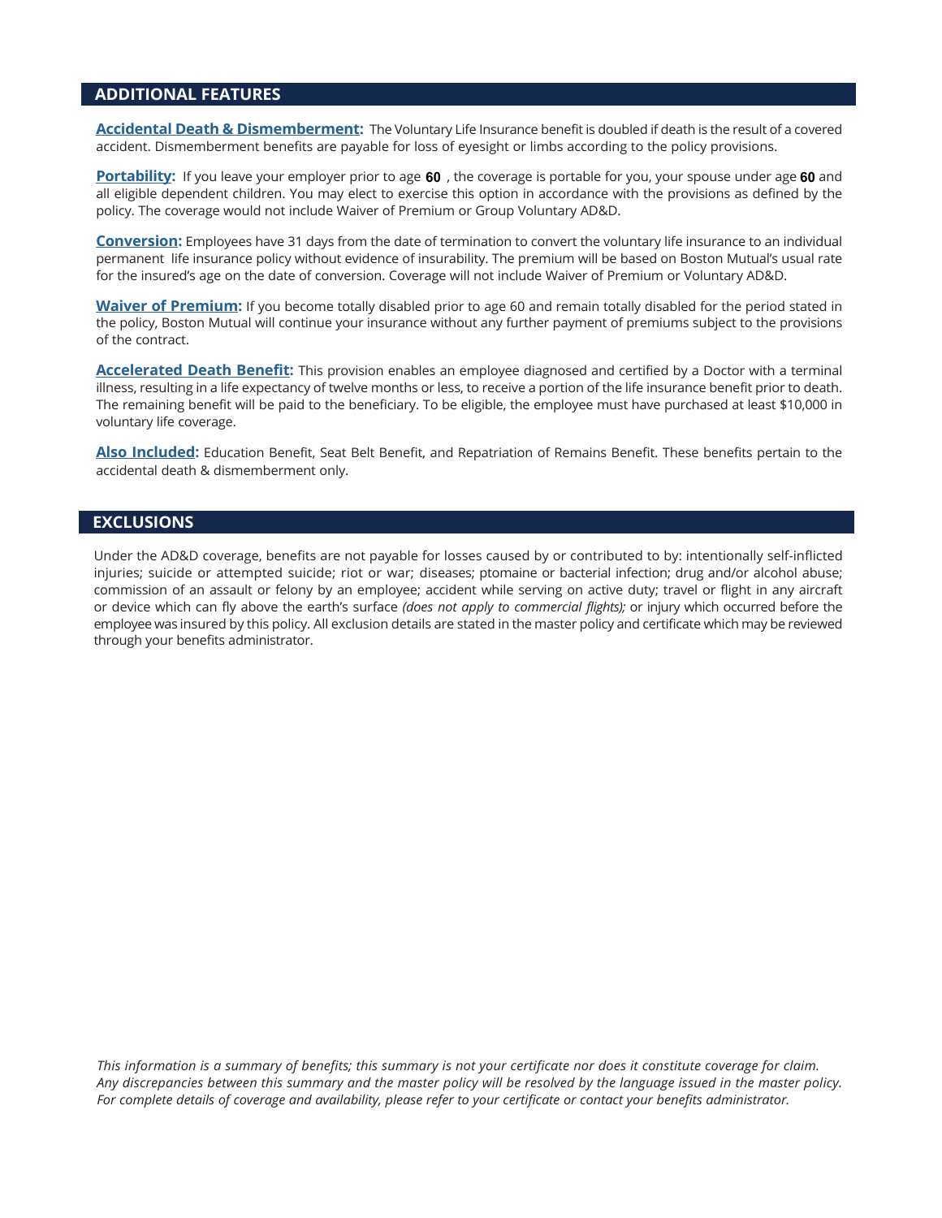## ADDITIONAL FEATURES

**Accidental Death & Dismemberment:** The Voluntary Life Insurance benefit is doubled if death is the result of a covered accident. Dismemberment benefits are payable for loss of eyesight or limbs according to the policy provisions.

**Portability:** If you leave your employer prior to age **60** , the coverage is portable for you, your spouse under age **60** and all eligible dependent children. You may elect to exercise this option in accordance with the provisions as defined by the policy. The coverage would not include Waiver of Premium or Group Voluntary AD&D.

**Conversion:** Employees have 31 days from the date of termination to convert the voluntary life insurance to an individual permanent life insurance policy without evidence of insurability. The premium will be based on Boston Mutual's usual rate for the insured's age on the date of conversion. Coverage will not include Waiver of Premium or Voluntary AD&D.

**Waiver of Premium:** If you become totally disabled prior to age 60 and remain totally disabled for the period stated in the policy, Boston Mutual will continue your insurance without any further payment of premiums subject to the provisions of the contract.

**Accelerated Death Benefit:** This provision enables an employee diagnosed and certified by a Doctor with a terminal illness, resulting in a life expectancy of twelve months or less, to receive a portion of the life insurance benefit prior to death. The remaining benefit will be paid to the beneficiary. To be eligible, the employee must have purchased at least $10,000 in voluntary life coverage.

**Also Included:** Education Benefit, Seat Belt Benefit, and Repatriation of Remains Benefit. These benefits pertain to the accidental death & dismemberment only.

## EXCLUSIONS

Under the AD&D coverage, benefits are not payable for losses caused by or contributed to by: intentionally self-inflicted injuries; suicide or attempted suicide; riot or war; diseases; ptomaine or bacterial infection; drug and/or alcohol abuse; commission of an assault or felony by an employee; accident while serving on active duty; travel or flight in any aircraft or device which can fly above the earth's surface *(does not apply to commercial flights);* or injury which occurred before the employee was insured by this policy. All exclusion details are stated in the master policy and certificate which may be reviewed through your benefits administrator.

*This information is a summary of benefits; this summary is not your certificate nor does it constitute coverage for claim. Any discrepancies between this summary and the master policy will be resolved by the language issued in the master policy. For complete details of coverage and availability, please refer to your certificate or contact your benefits administrator.*